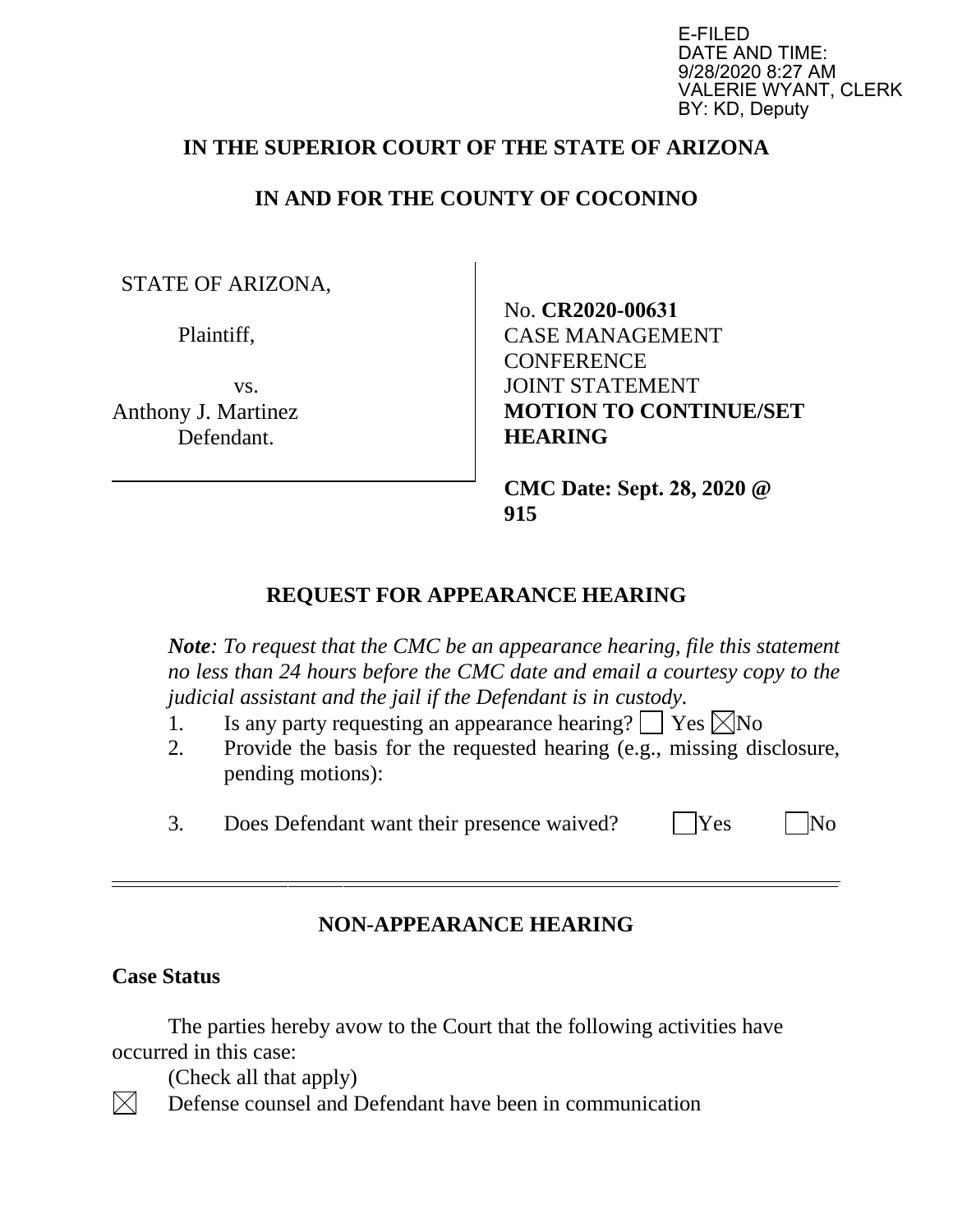E-FILED
DATE AND TIME:
9/28/2020 8:27 AM
VALERIE WYANT, CLERK
BY: KD, Deputy

**IN THE SUPERIOR COURT OF THE STATE OF ARIZONA**

**IN AND FOR THE COUNTY OF COCONINO**

| | |
|---|---|
| STATE OF ARIZONA,<br><br>Plaintiff,<br><br>vs.<br>Anthony J. Martinez<br>Defendant. | No. **CR2020-00631**<br>CASE MANAGEMENT CONFERENCE<br>JOINT STATEMENT<br>**MOTION TO CONTINUE/SET HEARING**<br><br>**CMC Date: Sept. 28, 2020 @ 915** |

## REQUEST FOR APPEARANCE HEARING

***Note****: To request that the CMC be an appearance hearing, file this statement no less than 24 hours before the CMC date and email a courtesy copy to the judicial assistant and the jail if the Defendant is in custody.*

1. Is any party requesting an appearance hearing? ☐ Yes ☒ No
2. Provide the basis for the requested hearing (e.g., missing disclosure, pending motions):
3. Does Defendant want their presence waived? ☐ Yes ☐ No

---

## NON-APPEARANCE HEARING

**Case Status**

The parties hereby avow to the Court that the following activities have occurred in this case:

(Check all that apply)

☒ Defense counsel and Defendant have been in communication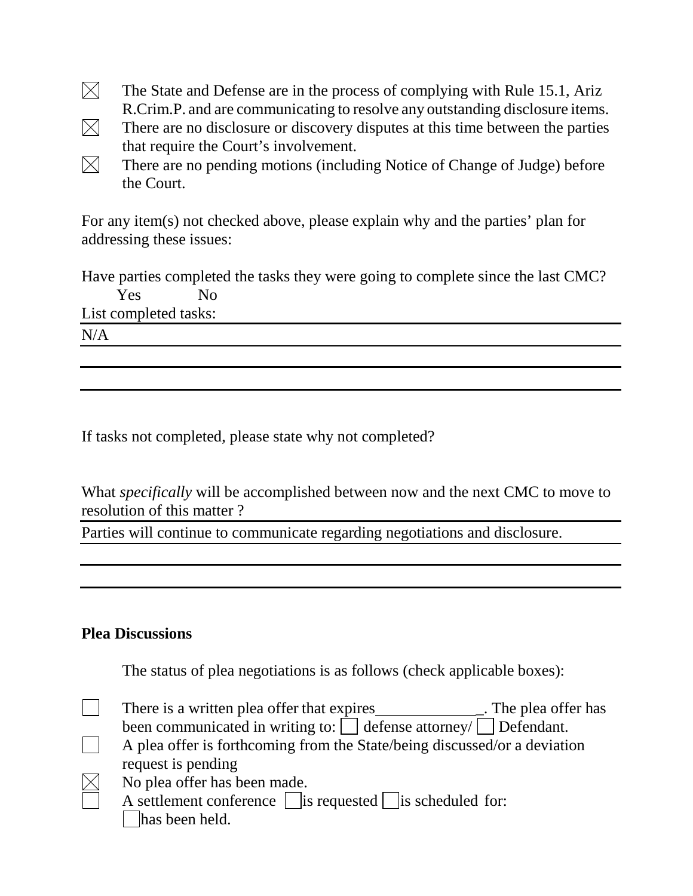- [x] The State and Defense are in the process of complying with Rule 15.1, Ariz R.Crim.P. and are communicating to resolve any outstanding disclosure items.
- [x] There are no disclosure or discovery disputes at this time between the parties that require the Court's involvement.
- [x] There are no pending motions (including Notice of Change of Judge) before the Court.

For any item(s) not checked above, please explain why and the parties' plan for addressing these issues:

Have parties completed the tasks they were going to complete since the last CMC?
Yes No

List completed tasks:

N/A

If tasks not completed, please state why not completed?

What *specifically* will be accomplished between now and the next CMC to move to resolution of this matter ?

Parties will continue to communicate regarding negotiations and disclosure.

**Plea Discussions**

The status of plea negotiations is as follows (check applicable boxes):

- [ ] There is a written plea offer that expires _____________. The plea offer has been communicated in writing to: [ ] defense attorney/ [ ] Defendant.
- [ ] A plea offer is forthcoming from the State/being discussed/or a deviation request is pending
- [x] No plea offer has been made.
- [ ] A settlement conference [ ] is requested [ ] is scheduled for: [ ] has been held.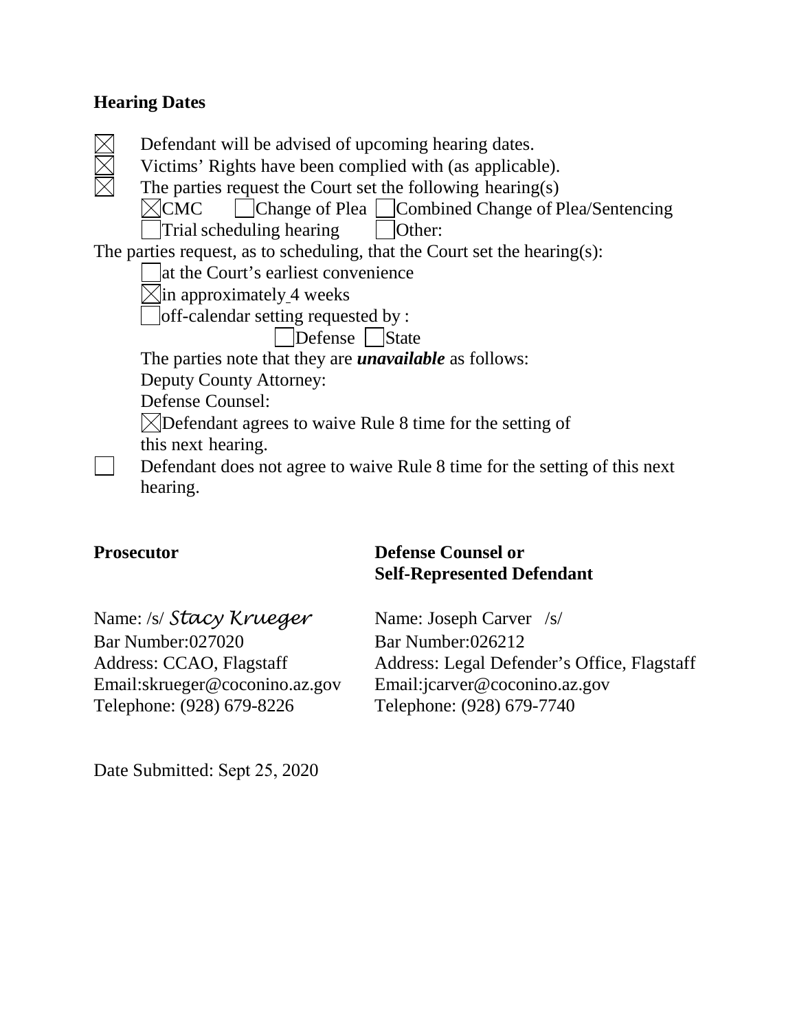**Hearing Dates**

- ☒ Defendant will be advised of upcoming hearing dates.
- ☒ Victims' Rights have been complied with (as applicable).
- ☒ The parties request the Court set the following hearing(s)
  - ☒ CMC ☐ Change of Plea ☐ Combined Change of Plea/Sentencing
  - ☐ Trial scheduling hearing ☐ Other:

The parties request, as to scheduling, that the Court set the hearing(s):

- ☐ at the Court's earliest convenience
- ☒ in approximately 4 weeks
- ☐ off-calendar setting requested by :
  - ☐ Defense ☐ State

The parties note that they are ***unavailable*** as follows:

Deputy County Attorney:

Defense Counsel:

☒ Defendant agrees to waive Rule 8 time for the setting of this next hearing.

☐ Defendant does not agree to waive Rule 8 time for the setting of this next hearing.

**Prosecutor**

Name: /s/ *Stacy Krueger*
Bar Number:027020
Address: CCAO, Flagstaff
Email:skrueger@coconino.az.gov
Telephone: (928) 679-8226

**Defense Counsel or Self-Represented Defendant**

Name: Joseph Carver /s/
Bar Number:026212
Address: Legal Defender's Office, Flagstaff
Email:jcarver@coconino.az.gov
Telephone: (928) 679-7740

Date Submitted: Sept 25, 2020